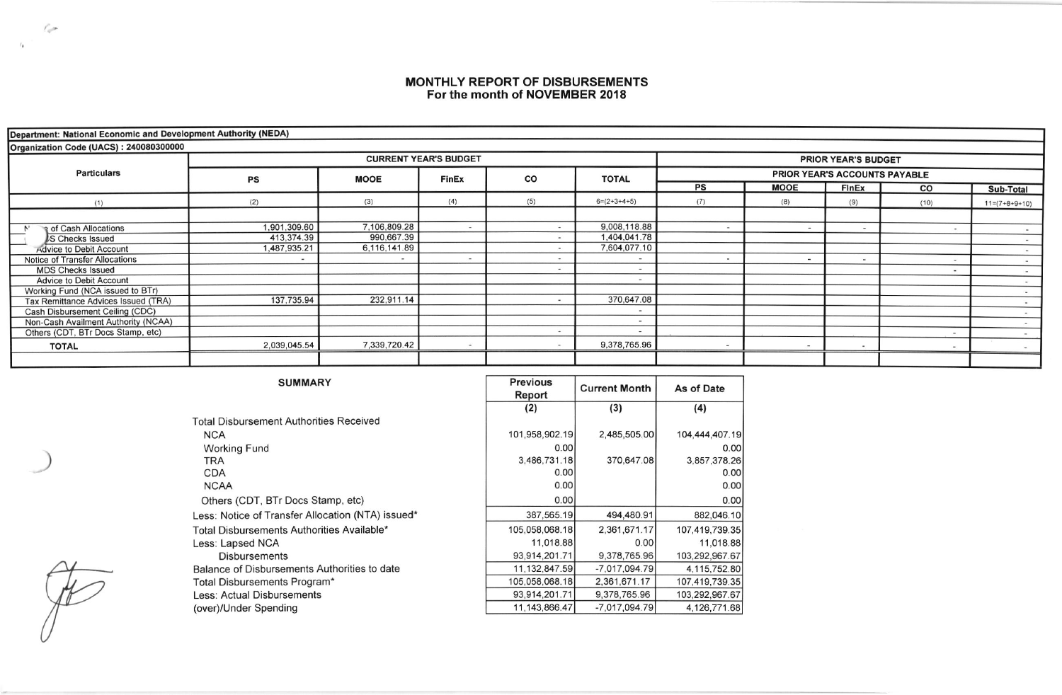# MONTHLY REPORT OF DISBURSEMENTS

## For the month of NOVEMBER 2018

**Department: National Economic and Development Authority (NEDA)**

**Organization Code (UACS) : 240080300000**

| Particulars | CURRENT YEAR'S BUDGET | | | | | PRIOR YEAR'S BUDGET | | | | |
|---|---|---|---|---|---|---|---|---|---|---|
| | | | | | | PRIOR YEAR'S ACCOUNTS PAYABLE | | | | |
| | PS | MOOE | FinEx | CO | TOTAL | PS | MOOE | FinEx | CO | Sub-Total |
| (1) | (2) | (3) | (4) | (5) | 6=(2+3+4+5) | (7) | (8) | (9) | (10) | 11=(7+8+9+10) |
| Notice of Cash Allocations | 1,901,309.60 | 7,106,809.28 | - | - | 9,008,118.88 | - | - | - | - | - |
| MDS Checks Issued | 413,374.39 | 990,667.39 | | - | 1,404,041.78 | | | | | - |
| Advice to Debit Account | 1,487,935.21 | 6,116,141.89 | | - | 7,604,077.10 | | | | | - |
| Notice of Transfer Allocations | - | - | - | - | - | - | - | - | - | - |
| MDS Checks Issued | | | | - | - | | | | - | - |
| Advice to Debit Account | | | | | - | | | | | - |
| Working Fund (NCA issued to BTr) | | | | | | | | | | - |
| Tax Remittance Advices Issued (TRA) | 137,735.94 | 232,911.14 | | - | 370,647.08 | | | | | - |
| Cash Disbursement Ceiling (CDC) | | | | | - | | | | | - |
| Non-Cash Availment Authority (NCAA) | | | | | - | | | | | - |
| Others (CDT, BTr Docs Stamp, etc) | | | | - | - | | | | - | - |
| **TOTAL** | 2,039,045.54 | 7,339,720.42 | - | - | 9,378,765.96 | - | - | - | - | - |

### SUMMARY

| | Previous Report | Current Month | As of Date |
|---|---|---|---|
| | (2) | (3) | (4) |
| Total Disbursement Authorities Received | | | |
| NCA | 101,958,902.19 | 2,485,505.00 | 104,444,407.19 |
| Working Fund | 0.00 | | 0.00 |
| TRA | 3,486,731.18 | 370,647.08 | 3,857,378.26 |
| CDA | 0.00 | | 0.00 |
| NCAA | 0.00 | | 0.00 |
| Others (CDT, BTr Docs Stamp, etc) | 0.00 | | 0.00 |
| Less: Notice of Transfer Allocation (NTA) issued* | 387,565.19 | 494,480.91 | 882,046.10 |
| Total Disbursements Authorities Available* | 105,058,068.18 | 2,361,671.17 | 107,419,739.35 |
| Less: Lapsed NCA | 11,018.88 | 0.00 | 11,018.88 |
| Disbursements | 93,914,201.71 | 9,378,765.96 | 103,292,967.67 |
| Balance of Disbursements Authorities to date | 11,132,847.59 | -7,017,094.79 | 4,115,752.80 |
| Total Disbursements Program* | 105,058,068.18 | 2,361,671.17 | 107,419,739.35 |
| Less: Actual Disbursements | 93,914,201.71 | 9,378,765.96 | 103,292,967.67 |
| (over)/Under Spending | 11,143,866.47 | -7,017,094.79 | 4,126,771.68 |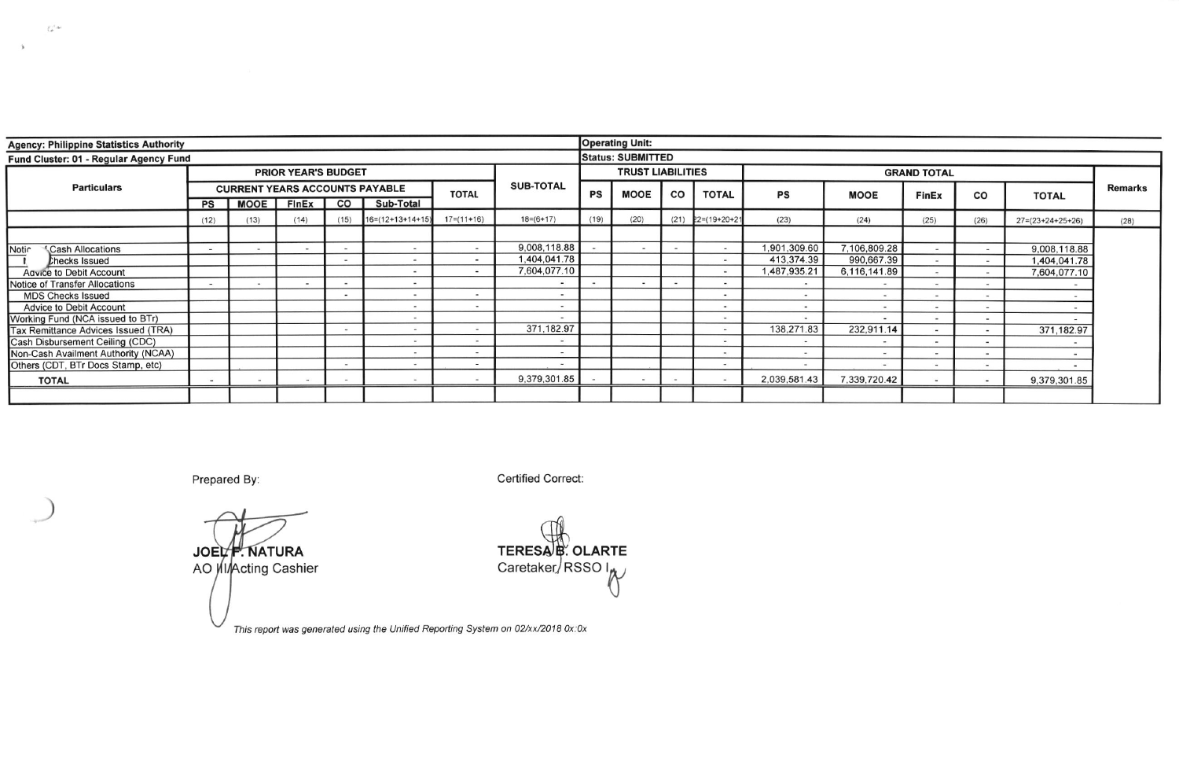| Agency: Philippine Statistics Authority | | | | | | | | | Operating Unit: | | | | | | | | | | |
|---|---|---|---|---|---|---|---|---|---|---|---|---|---|---|---|---|---|---|---|
| Fund Cluster: 01 - Regular Agency Fund | | | | | | | | | Status: SUBMITTED | | | | | | | | | | |
| Particulars | PRIOR YEAR'S BUDGET | | | | | | SUB-TOTAL | | TRUST LIABILITIES | | | | GRAND TOTAL | | | | | Remarks |
| | CURRENT YEARS ACCOUNTS PAYABLE | | | | | TOTAL | | | PS | MOOE | CO | TOTAL | PS | MOOE | FinEx | CO | TOTAL | |
| | PS | MOOE | FinEx | CO | Sub-Total | | | | | | | | | | | | | |
| | (12) | (13) | (14) | (15) | 16=(12+13+14+15) | 17=(11+16) | 18=(6+17) | | (19) | (20) | (21) | 22=(19+20+21) | (23) | (24) | (25) | (26) | 27=(23+24+25+26) | (28) |
| Notice of Cash Allocations | - | - | - | - | - | - | 9,008,118.88 | | - | - | - | - | 1,901,309.60 | 7,106,809.28 | - | - | 9,008,118.88 | |
| MDS Checks Issued | | | | - | - | - | 1,404,041.78 | | | | | - | 413,374.39 | 990,667.39 | - | - | 1,404,041.78 | |
| Advice to Debit Account | | | | | - | - | 7,604,077.10 | | | | | - | 1,487,935.21 | 6,116,141.89 | - | - | 7,604,077.10 | |
| Notice of Transfer Allocations | - | - | - | - | - | | - | | - | - | - | - | - | - | - | - | - | |
| MDS Checks Issued | | | | - | - | - | - | | | | | - | - | - | - | - | - | |
| Advice to Debit Account | | | | | - | - | - | | | | | - | - | - | - | - | - | |
| Working Fund (NCA issued to BTr) | | | | | - | | - | | | | | - | - | - | - | - | - | |
| Tax Remittance Advices Issued (TRA) | | | | - | - | - | 371,182.97 | | | | | - | 138,271.83 | 232,911.14 | - | - | 371,182.97 | |
| Cash Disbursement Ceiling (CDC) | | | | | - | - | - | | | | | - | - | - | - | - | - | |
| Non-Cash Availment Authority (NCAA) | | | | | - | - | - | | | | | - | - | - | - | - | - | |
| Others (CDT, BTr Docs Stamp, etc) | | | | - | - | - | - | | | | | - | - | - | - | - | - | |
| TOTAL | - | - | - | - | - | - | 9,379,301.85 | | - | - | - | - | 2,039,581.43 | 7,339,720.42 | - | - | 9,379,301.85 | |

Prepared By:

**JOEL F. NATURA**
AO III/Acting Cashier

Certified Correct:

**TERESA B. OLARTE**
Caretaker/ RSSO I

*This report was generated using the Unified Reporting System on 02/xx/2018 0x:0x*